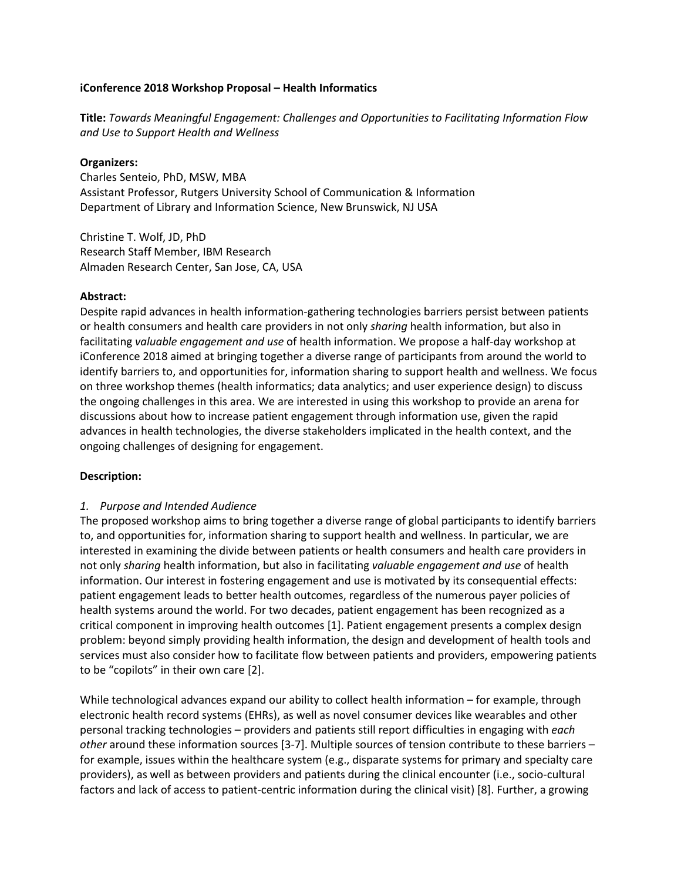**iConference 2018 Workshop Proposal – Health Informatics**

**Title:** *Towards Meaningful Engagement: Challenges and Opportunities to Facilitating Information Flow and Use to Support Health and Wellness*

**Organizers:**
Charles Senteio, PhD, MSW, MBA
Assistant Professor, Rutgers University School of Communication & Information
Department of Library and Information Science, New Brunswick, NJ USA

Christine T. Wolf, JD, PhD
Research Staff Member, IBM Research
Almaden Research Center, San Jose, CA, USA

**Abstract:**
Despite rapid advances in health information-gathering technologies barriers persist between patients or health consumers and health care providers in not only *sharing* health information, but also in facilitating *valuable engagement and use* of health information. We propose a half-day workshop at iConference 2018 aimed at bringing together a diverse range of participants from around the world to identify barriers to, and opportunities for, information sharing to support health and wellness. We focus on three workshop themes (health informatics; data analytics; and user experience design) to discuss the ongoing challenges in this area. We are interested in using this workshop to provide an arena for discussions about how to increase patient engagement through information use, given the rapid advances in health technologies, the diverse stakeholders implicated in the health context, and the ongoing challenges of designing for engagement.

**Description:**

*1. Purpose and Intended Audience*
The proposed workshop aims to bring together a diverse range of global participants to identify barriers to, and opportunities for, information sharing to support health and wellness. In particular, we are interested in examining the divide between patients or health consumers and health care providers in not only *sharing* health information, but also in facilitating *valuable engagement and use* of health information. Our interest in fostering engagement and use is motivated by its consequential effects: patient engagement leads to better health outcomes, regardless of the numerous payer policies of health systems around the world. For two decades, patient engagement has been recognized as a critical component in improving health outcomes [1]. Patient engagement presents a complex design problem: beyond simply providing health information, the design and development of health tools and services must also consider how to facilitate flow between patients and providers, empowering patients to be "copilots" in their own care [2].

While technological advances expand our ability to collect health information – for example, through electronic health record systems (EHRs), as well as novel consumer devices like wearables and other personal tracking technologies – providers and patients still report difficulties in engaging with *each other* around these information sources [3-7]. Multiple sources of tension contribute to these barriers – for example, issues within the healthcare system (e.g., disparate systems for primary and specialty care providers), as well as between providers and patients during the clinical encounter (i.e., socio-cultural factors and lack of access to patient-centric information during the clinical visit) [8]. Further, a growing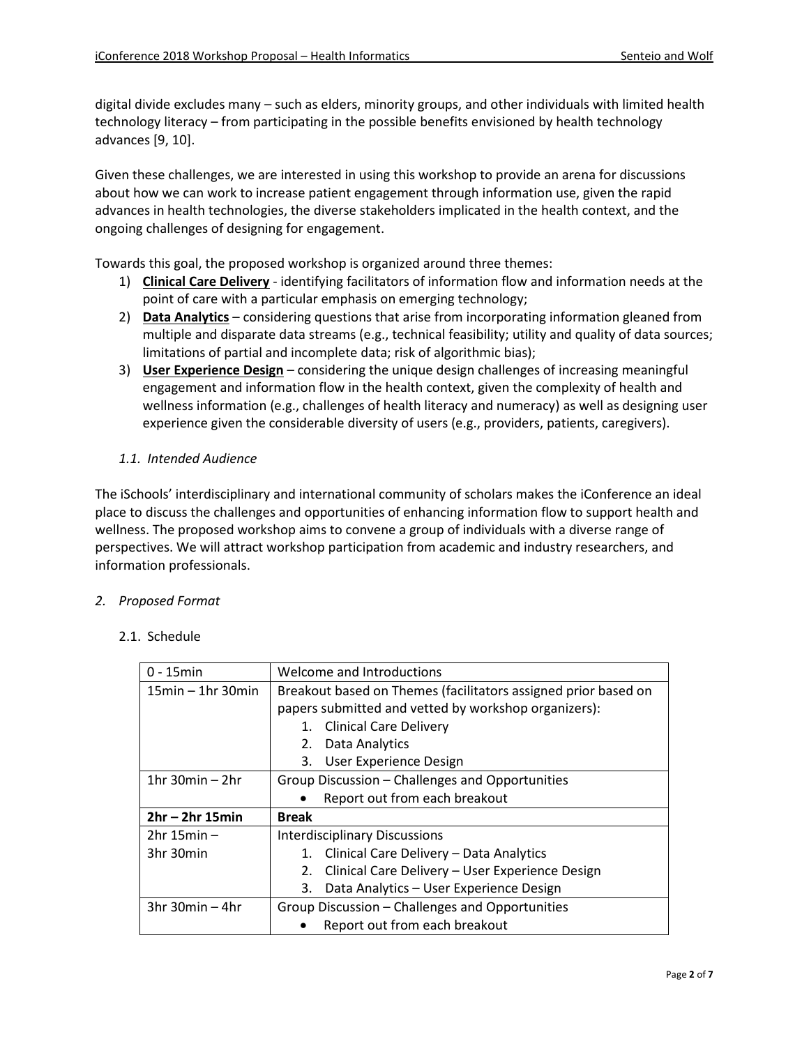digital divide excludes many – such as elders, minority groups, and other individuals with limited health technology literacy – from participating in the possible benefits envisioned by health technology advances [9, 10].

Given these challenges, we are interested in using this workshop to provide an arena for discussions about how we can work to increase patient engagement through information use, given the rapid advances in health technologies, the diverse stakeholders implicated in the health context, and the ongoing challenges of designing for engagement.

Towards this goal, the proposed workshop is organized around three themes:

1) **Clinical Care Delivery** - identifying facilitators of information flow and information needs at the point of care with a particular emphasis on emerging technology;
2) **Data Analytics** – considering questions that arise from incorporating information gleaned from multiple and disparate data streams (e.g., technical feasibility; utility and quality of data sources; limitations of partial and incomplete data; risk of algorithmic bias);
3) **User Experience Design** – considering the unique design challenges of increasing meaningful engagement and information flow in the health context, given the complexity of health and wellness information (e.g., challenges of health literacy and numeracy) as well as designing user experience given the considerable diversity of users (e.g., providers, patients, caregivers).

### *1.1. Intended Audience*

The iSchools' interdisciplinary and international community of scholars makes the iConference an ideal place to discuss the challenges and opportunities of enhancing information flow to support health and wellness. The proposed workshop aims to convene a group of individuals with a diverse range of perspectives. We will attract workshop participation from academic and industry researchers, and information professionals.

## *2. Proposed Format*

### 2.1. Schedule

| | |
|---|---|
| 0 - 15min | Welcome and Introductions |
| 15min – 1hr 30min | Breakout based on Themes (facilitators assigned prior based on papers submitted and vetted by workshop organizers):<br>1. Clinical Care Delivery<br>2. Data Analytics<br>3. User Experience Design |
| 1hr 30min – 2hr | Group Discussion – Challenges and Opportunities<br>• Report out from each breakout |
| **2hr – 2hr 15min** | **Break** |
| 2hr 15min – 3hr 30min | Interdisciplinary Discussions<br>1. Clinical Care Delivery – Data Analytics<br>2. Clinical Care Delivery – User Experience Design<br>3. Data Analytics – User Experience Design |
| 3hr 30min – 4hr | Group Discussion – Challenges and Opportunities<br>• Report out from each breakout |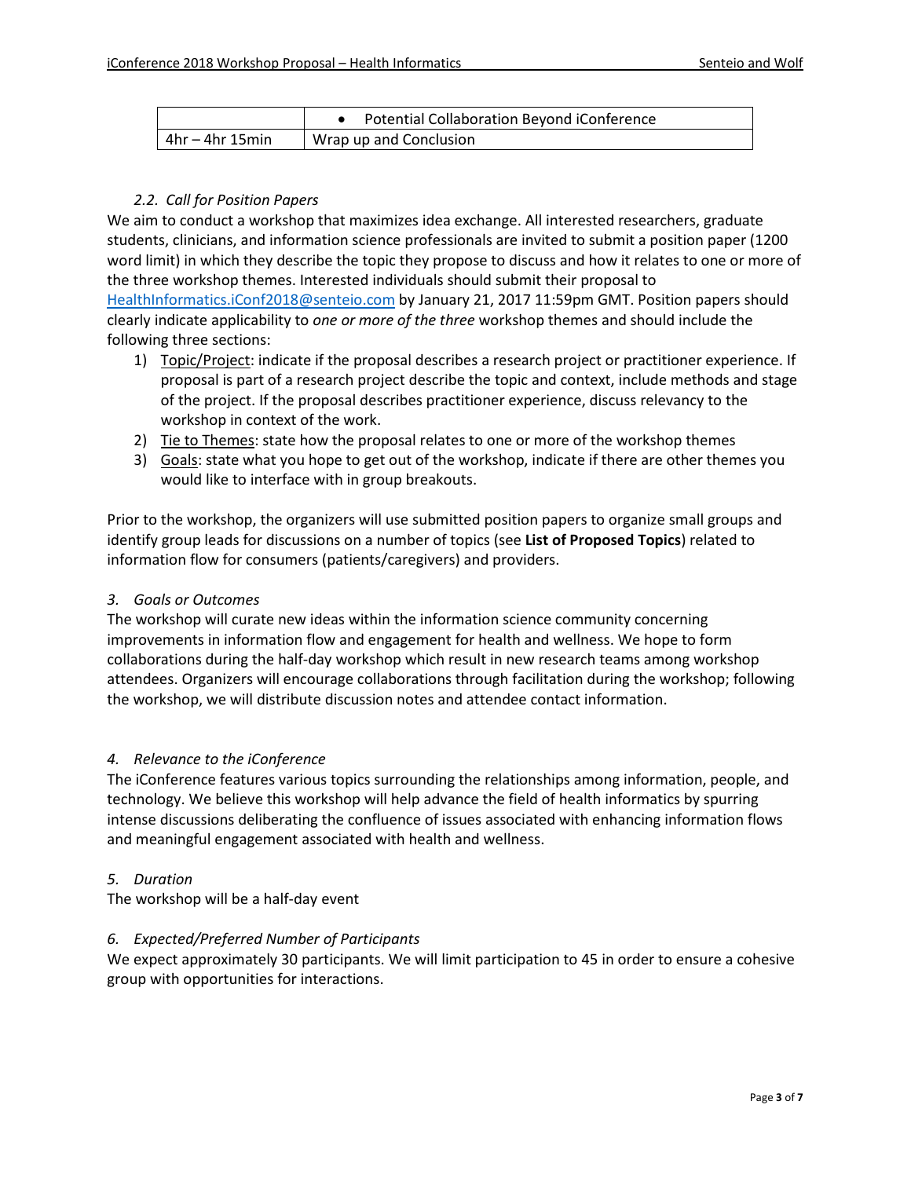| | |
|---|---|
| | • Potential Collaboration Beyond iConference |
| 4hr – 4hr 15min | Wrap up and Conclusion |

### *2.2. Call for Position Papers*

We aim to conduct a workshop that maximizes idea exchange. All interested researchers, graduate students, clinicians, and information science professionals are invited to submit a position paper (1200 word limit) in which they describe the topic they propose to discuss and how it relates to one or more of the three workshop themes. Interested individuals should submit their proposal to HealthInformatics.iConf2018@senteio.com by January 21, 2017 11:59pm GMT. Position papers should clearly indicate applicability to *one or more of the three* workshop themes and should include the following three sections:

1) Topic/Project: indicate if the proposal describes a research project or practitioner experience. If proposal is part of a research project describe the topic and context, include methods and stage of the project. If the proposal describes practitioner experience, discuss relevancy to the workshop in context of the work.
2) Tie to Themes: state how the proposal relates to one or more of the workshop themes
3) Goals: state what you hope to get out of the workshop, indicate if there are other themes you would like to interface with in group breakouts.

Prior to the workshop, the organizers will use submitted position papers to organize small groups and identify group leads for discussions on a number of topics (see **List of Proposed Topics**) related to information flow for consumers (patients/caregivers) and providers.

## *3. Goals or Outcomes*

The workshop will curate new ideas within the information science community concerning improvements in information flow and engagement for health and wellness. We hope to form collaborations during the half-day workshop which result in new research teams among workshop attendees. Organizers will encourage collaborations through facilitation during the workshop; following the workshop, we will distribute discussion notes and attendee contact information.

## *4. Relevance to the iConference*

The iConference features various topics surrounding the relationships among information, people, and technology. We believe this workshop will help advance the field of health informatics by spurring intense discussions deliberating the confluence of issues associated with enhancing information flows and meaningful engagement associated with health and wellness.

## *5. Duration*

The workshop will be a half-day event

## *6. Expected/Preferred Number of Participants*

We expect approximately 30 participants. We will limit participation to 45 in order to ensure a cohesive group with opportunities for interactions.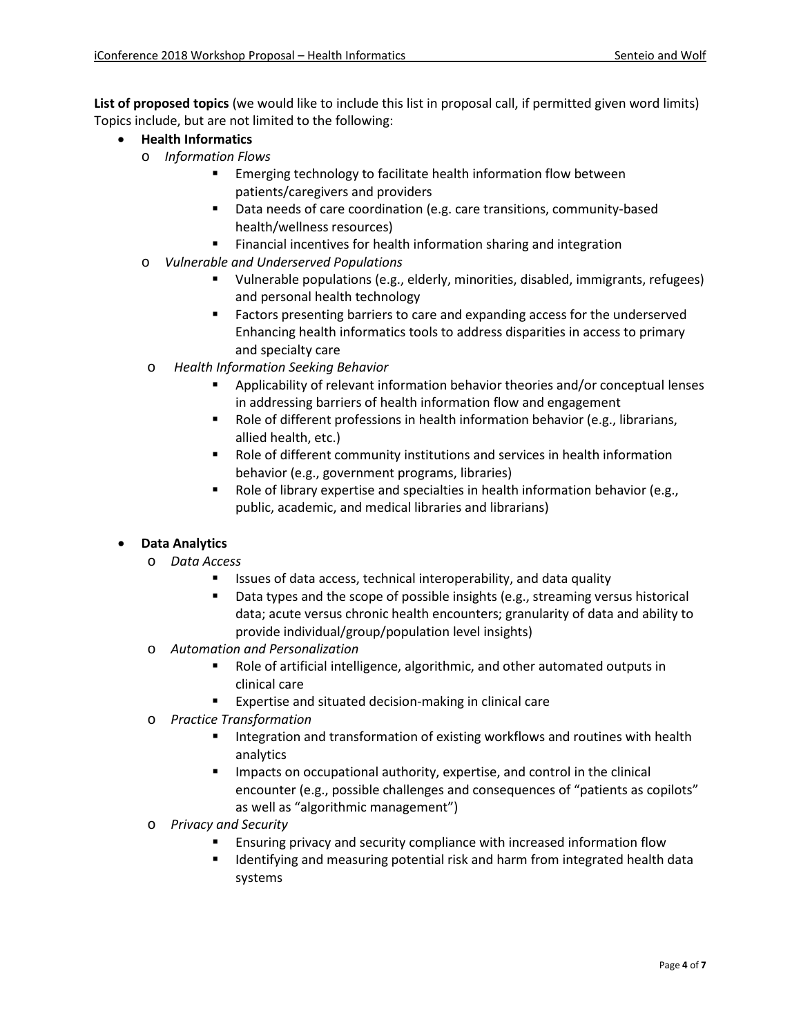**List of proposed topics** (we would like to include this list in proposal call, if permitted given word limits) Topics include, but are not limited to the following:

- **Health Informatics**
  - *Information Flows*
    - Emerging technology to facilitate health information flow between patients/caregivers and providers
    - Data needs of care coordination (e.g. care transitions, community-based health/wellness resources)
    - Financial incentives for health information sharing and integration
  - *Vulnerable and Underserved Populations*
    - Vulnerable populations (e.g., elderly, minorities, disabled, immigrants, refugees) and personal health technology
    - Factors presenting barriers to care and expanding access for the underserved Enhancing health informatics tools to address disparities in access to primary and specialty care
  - *Health Information Seeking Behavior*
    - Applicability of relevant information behavior theories and/or conceptual lenses in addressing barriers of health information flow and engagement
    - Role of different professions in health information behavior (e.g., librarians, allied health, etc.)
    - Role of different community institutions and services in health information behavior (e.g., government programs, libraries)
    - Role of library expertise and specialties in health information behavior (e.g., public, academic, and medical libraries and librarians)

- **Data Analytics**
  - *Data Access*
    - Issues of data access, technical interoperability, and data quality
    - Data types and the scope of possible insights (e.g., streaming versus historical data; acute versus chronic health encounters; granularity of data and ability to provide individual/group/population level insights)
  - *Automation and Personalization*
    - Role of artificial intelligence, algorithmic, and other automated outputs in clinical care
    - Expertise and situated decision-making in clinical care
  - *Practice Transformation*
    - Integration and transformation of existing workflows and routines with health analytics
    - Impacts on occupational authority, expertise, and control in the clinical encounter (e.g., possible challenges and consequences of "patients as copilots" as well as "algorithmic management")
  - *Privacy and Security*
    - Ensuring privacy and security compliance with increased information flow
    - Identifying and measuring potential risk and harm from integrated health data systems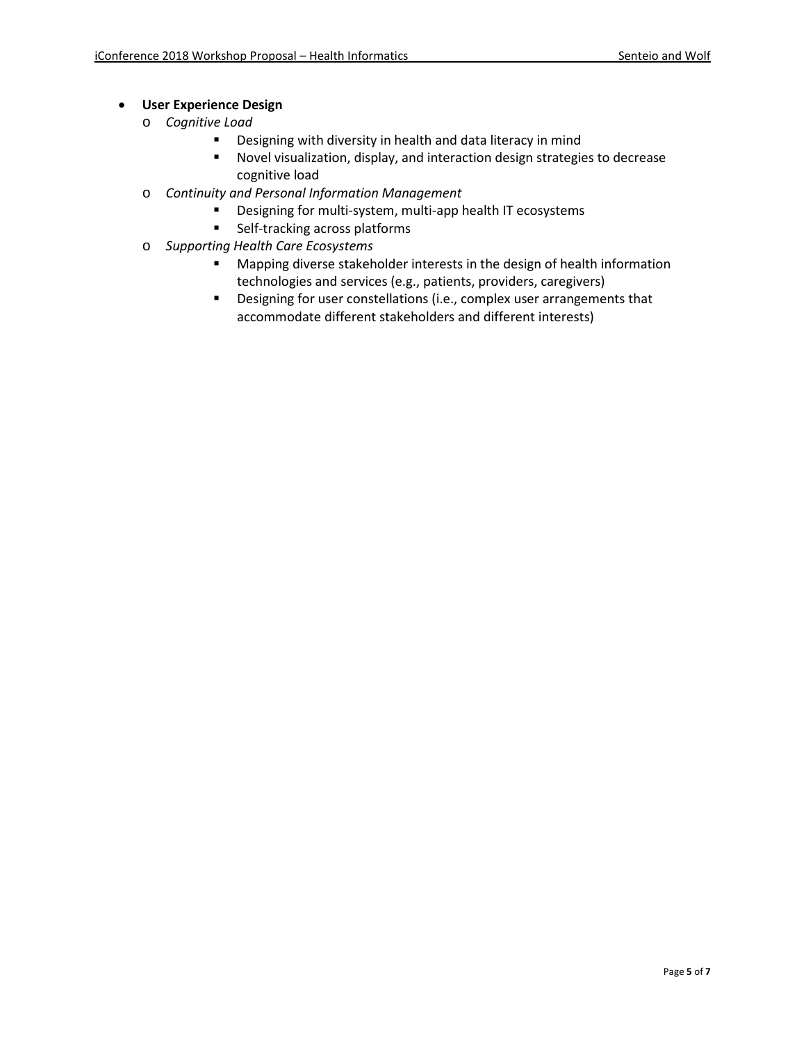- **User Experience Design**
  - *Cognitive Load*
    - Designing with diversity in health and data literacy in mind
    - Novel visualization, display, and interaction design strategies to decrease cognitive load
  - *Continuity and Personal Information Management*
    - Designing for multi-system, multi-app health IT ecosystems
    - Self-tracking across platforms
  - *Supporting Health Care Ecosystems*
    - Mapping diverse stakeholder interests in the design of health information technologies and services (e.g., patients, providers, caregivers)
    - Designing for user constellations (i.e., complex user arrangements that accommodate different stakeholders and different interests)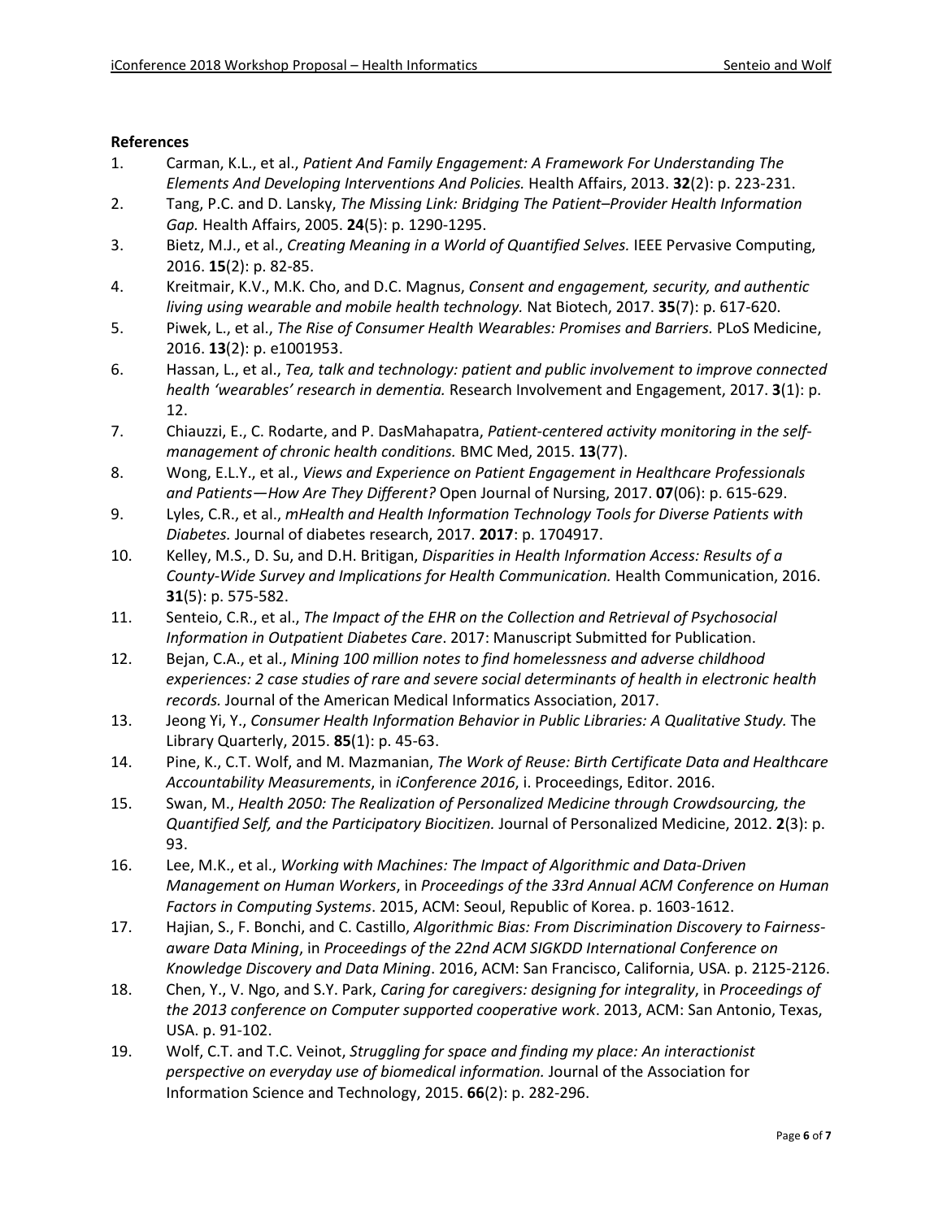**References**

1. Carman, K.L., et al., *Patient And Family Engagement: A Framework For Understanding The Elements And Developing Interventions And Policies.* Health Affairs, 2013. **32**(2): p. 223-231.
2. Tang, P.C. and D. Lansky, *The Missing Link: Bridging The Patient–Provider Health Information Gap.* Health Affairs, 2005. **24**(5): p. 1290-1295.
3. Bietz, M.J., et al., *Creating Meaning in a World of Quantified Selves.* IEEE Pervasive Computing, 2016. **15**(2): p. 82-85.
4. Kreitmair, K.V., M.K. Cho, and D.C. Magnus, *Consent and engagement, security, and authentic living using wearable and mobile health technology.* Nat Biotech, 2017. **35**(7): p. 617-620.
5. Piwek, L., et al., *The Rise of Consumer Health Wearables: Promises and Barriers.* PLoS Medicine, 2016. **13**(2): p. e1001953.
6. Hassan, L., et al., *Tea, talk and technology: patient and public involvement to improve connected health 'wearables' research in dementia.* Research Involvement and Engagement, 2017. **3**(1): p. 12.
7. Chiauzzi, E., C. Rodarte, and P. DasMahapatra, *Patient-centered activity monitoring in the self-management of chronic health conditions.* BMC Med, 2015. **13**(77).
8. Wong, E.L.Y., et al., *Views and Experience on Patient Engagement in Healthcare Professionals and Patients—How Are They Different?* Open Journal of Nursing, 2017. **07**(06): p. 615-629.
9. Lyles, C.R., et al., *mHealth and Health Information Technology Tools for Diverse Patients with Diabetes.* Journal of diabetes research, 2017. **2017**: p. 1704917.
10. Kelley, M.S., D. Su, and D.H. Britigan, *Disparities in Health Information Access: Results of a County-Wide Survey and Implications for Health Communication.* Health Communication, 2016. **31**(5): p. 575-582.
11. Senteio, C.R., et al., *The Impact of the EHR on the Collection and Retrieval of Psychosocial Information in Outpatient Diabetes Care*. 2017: Manuscript Submitted for Publication.
12. Bejan, C.A., et al., *Mining 100 million notes to find homelessness and adverse childhood experiences: 2 case studies of rare and severe social determinants of health in electronic health records.* Journal of the American Medical Informatics Association, 2017.
13. Jeong Yi, Y., *Consumer Health Information Behavior in Public Libraries: A Qualitative Study.* The Library Quarterly, 2015. **85**(1): p. 45-63.
14. Pine, K., C.T. Wolf, and M. Mazmanian, *The Work of Reuse: Birth Certificate Data and Healthcare Accountability Measurements*, in *iConference 2016*, i. Proceedings, Editor. 2016.
15. Swan, M., *Health 2050: The Realization of Personalized Medicine through Crowdsourcing, the Quantified Self, and the Participatory Biocitizen.* Journal of Personalized Medicine, 2012. **2**(3): p. 93.
16. Lee, M.K., et al., *Working with Machines: The Impact of Algorithmic and Data-Driven Management on Human Workers*, in *Proceedings of the 33rd Annual ACM Conference on Human Factors in Computing Systems*. 2015, ACM: Seoul, Republic of Korea. p. 1603-1612.
17. Hajian, S., F. Bonchi, and C. Castillo, *Algorithmic Bias: From Discrimination Discovery to Fairness-aware Data Mining*, in *Proceedings of the 22nd ACM SIGKDD International Conference on Knowledge Discovery and Data Mining*. 2016, ACM: San Francisco, California, USA. p. 2125-2126.
18. Chen, Y., V. Ngo, and S.Y. Park, *Caring for caregivers: designing for integrality*, in *Proceedings of the 2013 conference on Computer supported cooperative work*. 2013, ACM: San Antonio, Texas, USA. p. 91-102.
19. Wolf, C.T. and T.C. Veinot, *Struggling for space and finding my place: An interactionist perspective on everyday use of biomedical information.* Journal of the Association for Information Science and Technology, 2015. **66**(2): p. 282-296.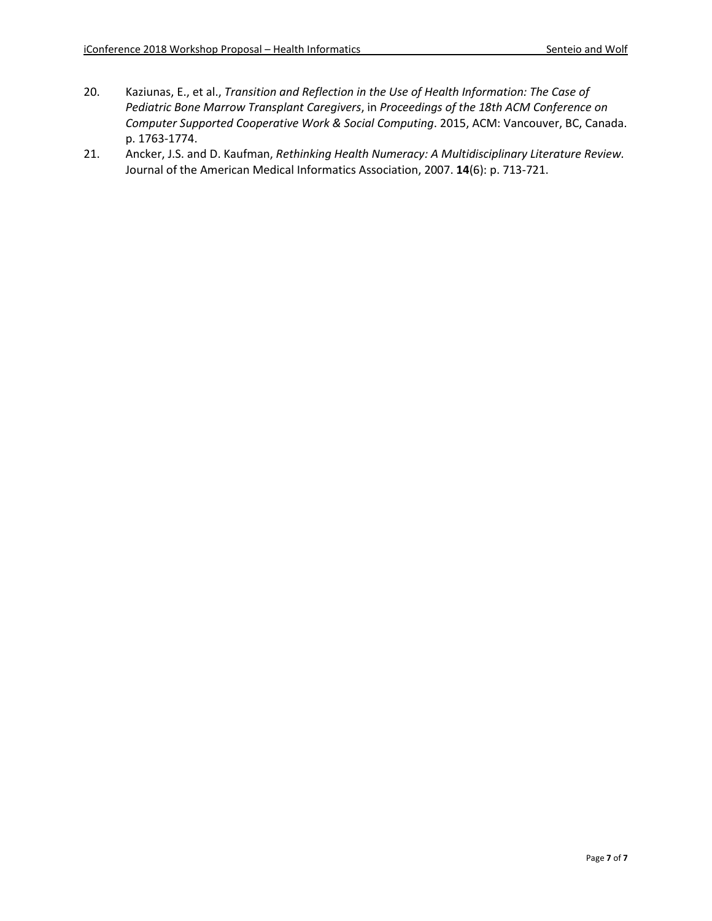20. Kaziunas, E., et al., *Transition and Reflection in the Use of Health Information: The Case of Pediatric Bone Marrow Transplant Caregivers*, in *Proceedings of the 18th ACM Conference on Computer Supported Cooperative Work & Social Computing*. 2015, ACM: Vancouver, BC, Canada. p. 1763-1774.
21. Ancker, J.S. and D. Kaufman, *Rethinking Health Numeracy: A Multidisciplinary Literature Review.* Journal of the American Medical Informatics Association, 2007. **14**(6): p. 713-721.